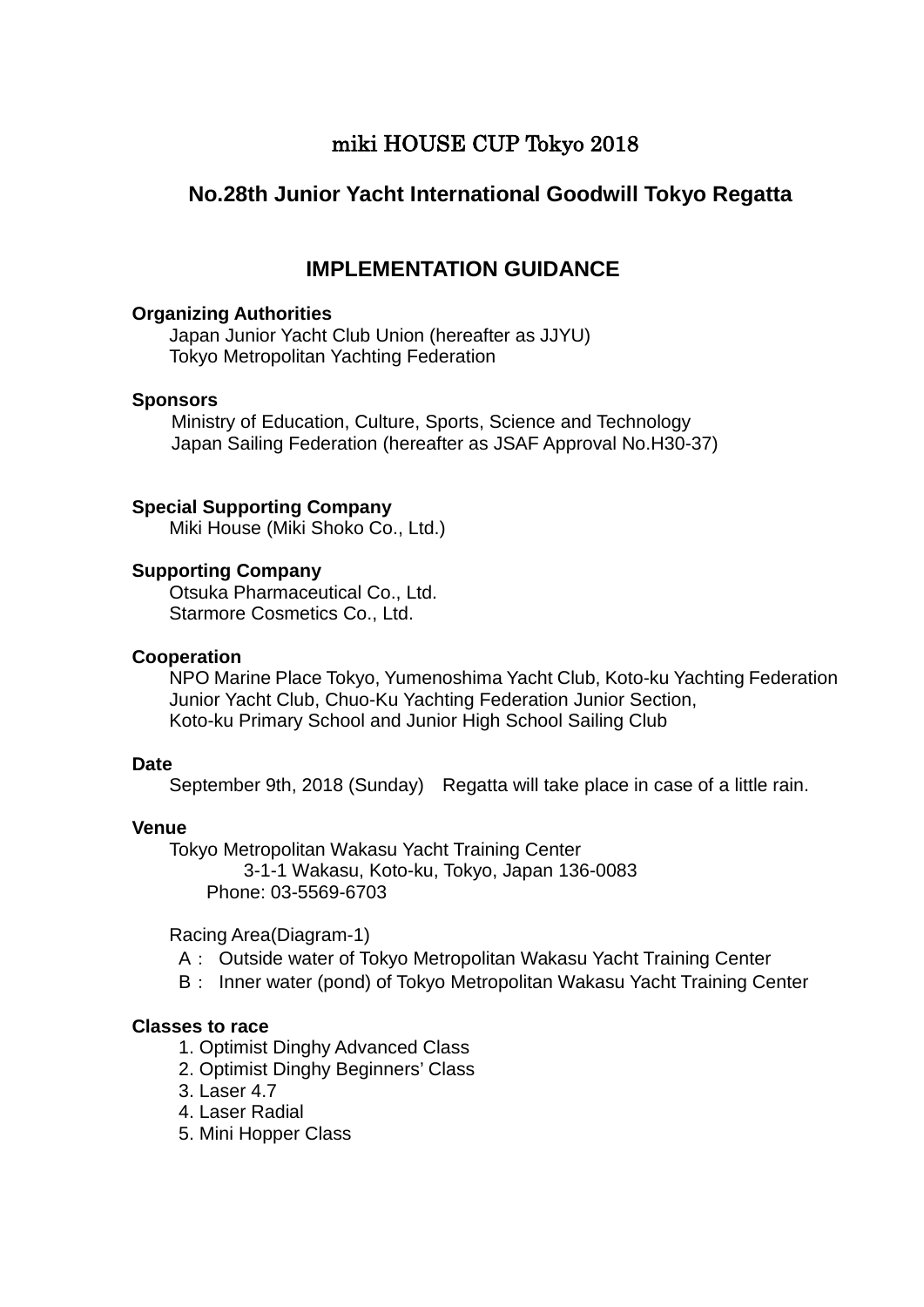# miki HOUSE CUP Tokyo 2018

## No.28th Junior Yacht International Goodwill Tokyo Regatta

## IMPLEMENTATION GUIDANCE

**Organizing Authorities**

Japan Junior Yacht Club Union (hereafter as JJYU)
Tokyo Metropolitan Yachting Federation

**Sponsors**

Ministry of Education, Culture, Sports, Science and Technology
Japan Sailing Federation (hereafter as JSAF Approval No.H30-37)

**Special Supporting Company**

Miki House (Miki Shoko Co., Ltd.)

**Supporting Company**

Otsuka Pharmaceutical Co., Ltd.
Starmore Cosmetics Co., Ltd.

**Cooperation**

NPO Marine Place Tokyo, Yumenoshima Yacht Club, Koto-ku Yachting Federation Junior Yacht Club, Chuo-Ku Yachting Federation Junior Section,
Koto-ku Primary School and Junior High School Sailing Club

**Date**

September 9th, 2018 (Sunday)　Regatta will take place in case of a little rain.

**Venue**

Tokyo Metropolitan Wakasu Yacht Training Center
3-1-1 Wakasu, Koto-ku, Tokyo, Japan 136-0083
Phone: 03-5569-6703

Racing Area(Diagram-1)

A： Outside water of Tokyo Metropolitan Wakasu Yacht Training Center
B： Inner water (pond) of Tokyo Metropolitan Wakasu Yacht Training Center

**Classes to race**

1. Optimist Dinghy Advanced Class
2. Optimist Dinghy Beginners' Class
3. Laser 4.7
4. Laser Radial
5. Mini Hopper Class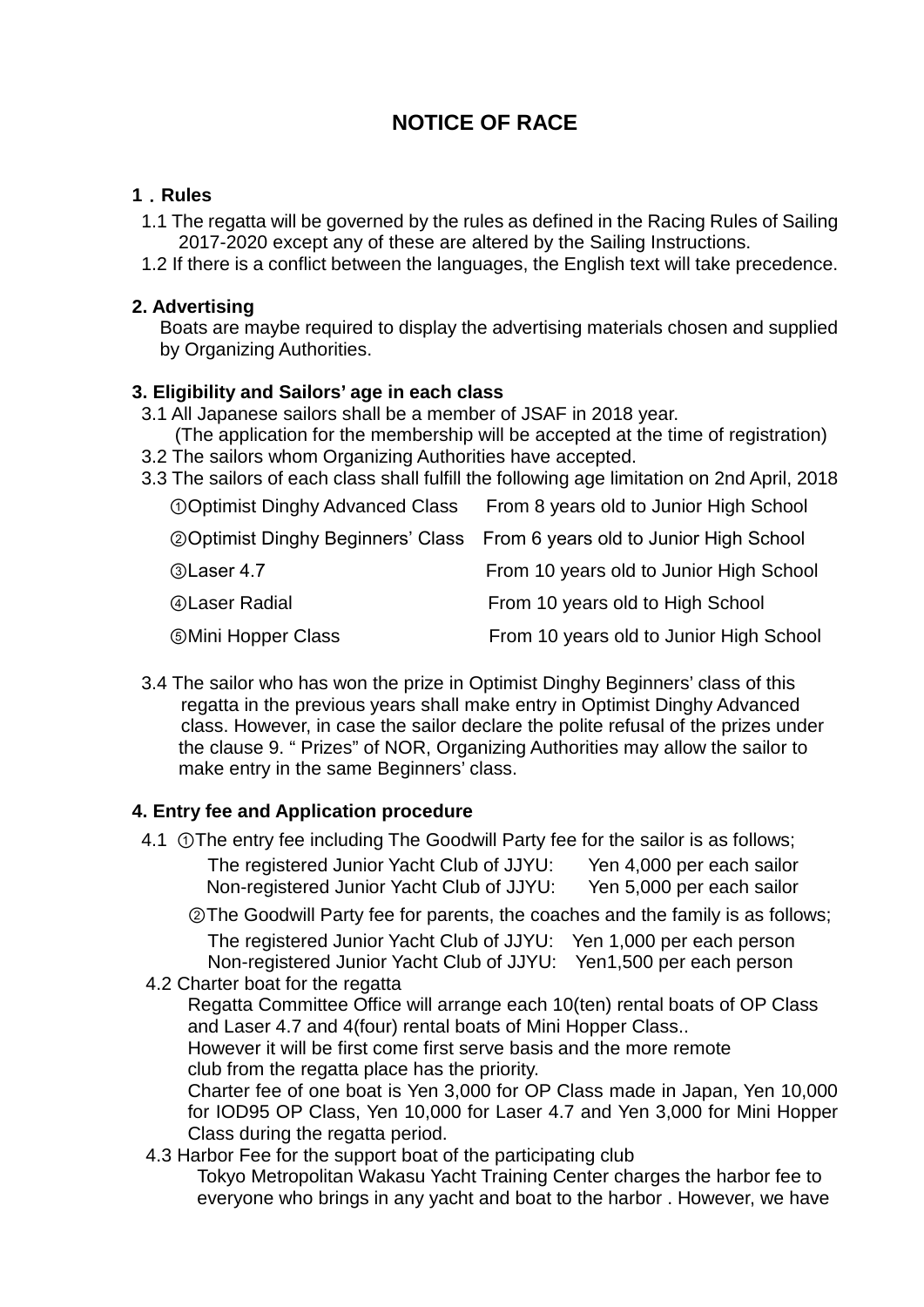# NOTICE OF RACE

## 1．Rules

1.1 The regatta will be governed by the rules as defined in the Racing Rules of Sailing 2017-2020 except any of these are altered by the Sailing Instructions.

1.2 If there is a conflict between the languages, the English text will take precedence.

## 2. Advertising

Boats are maybe required to display the advertising materials chosen and supplied by Organizing Authorities.

## 3. Eligibility and Sailors' age in each class

3.1 All Japanese sailors shall be a member of JSAF in 2018 year.
(The application for the membership will be accepted at the time of registration)

3.2 The sailors whom Organizing Authorities have accepted.

3.3 The sailors of each class shall fulfill the following age limitation on 2nd April, 2018

| Class | Age |
|---|---|
| ①Optimist Dinghy Advanced Class | From 8 years old to Junior High School |
| ②Optimist Dinghy Beginners' Class | From 6 years old to Junior High School |
| ③Laser 4.7 | From 10 years old to Junior High School |
| ④Laser Radial | From 10 years old to High School |
| ⑤Mini Hopper Class | From 10 years old to Junior High School |

3.4 The sailor who has won the prize in Optimist Dinghy Beginners' class of this regatta in the previous years shall make entry in Optimist Dinghy Advanced class. However, in case the sailor declare the polite refusal of the prizes under the clause 9. " Prizes" of NOR, Organizing Authorities may allow the sailor to make entry in the same Beginners' class.

## 4. Entry fee and Application procedure

4.1 ①The entry fee including The Goodwill Party fee for the sailor is as follows;

The registered Junior Yacht Club of JJYU: Yen 4,000 per each sailor
Non-registered Junior Yacht Club of JJYU: Yen 5,000 per each sailor

②The Goodwill Party fee for parents, the coaches and the family is as follows;

The registered Junior Yacht Club of JJYU: Yen 1,000 per each person
Non-registered Junior Yacht Club of JJYU: Yen1,500 per each person

4.2 Charter boat for the regatta

Regatta Committee Office will arrange each 10(ten) rental boats of OP Class and Laser 4.7 and 4(four) rental boats of Mini Hopper Class..
However it will be first come first serve basis and the more remote club from the regatta place has the priority.
Charter fee of one boat is Yen 3,000 for OP Class made in Japan, Yen 10,000 for IOD95 OP Class, Yen 10,000 for Laser 4.7 and Yen 3,000 for Mini Hopper Class during the regatta period.

4.3 Harbor Fee for the support boat of the participating club

Tokyo Metropolitan Wakasu Yacht Training Center charges the harbor fee to everyone who brings in any yacht and boat to the harbor . However, we have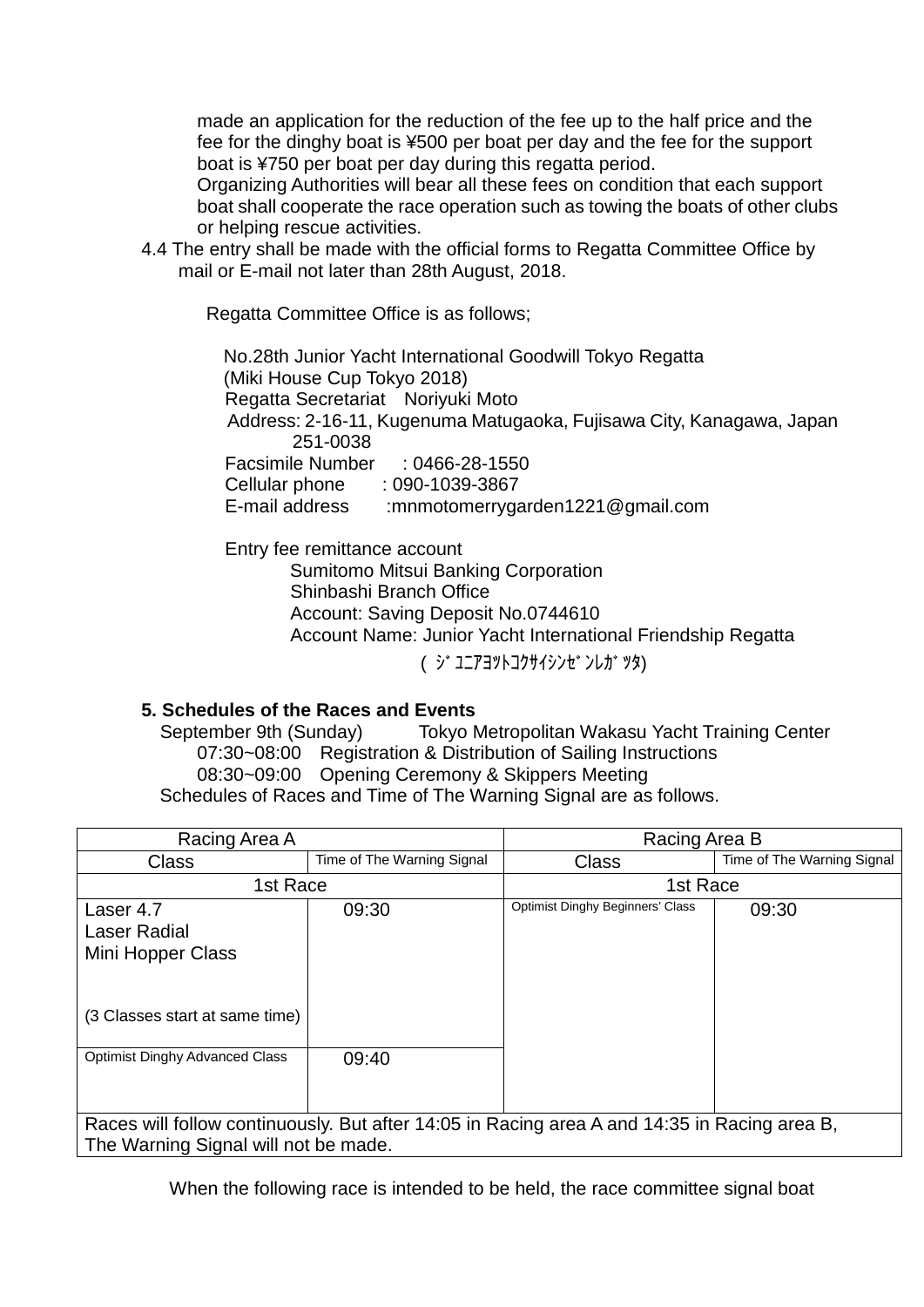made an application for the reduction of the fee up to the half price and the fee for the dinghy boat is ¥500 per boat per day and the fee for the support boat is ¥750 per boat per day during this regatta period.
Organizing Authorities will bear all these fees on condition that each support boat shall cooperate the race operation such as towing the boats of other clubs or helping rescue activities.

4.4 The entry shall be made with the official forms to Regatta Committee Office by mail or E-mail not later than 28th August, 2018.

Regatta Committee Office is as follows;

No.28th Junior Yacht International Goodwill Tokyo Regatta
(Miki House Cup Tokyo 2018)
Regatta Secretariat　Noriyuki Moto
Address: 2-16-11, Kugenuma Matugaoka, Fujisawa City, Kanagawa, Japan 251-0038
Facsimile Number　: 0466-28-1550
Cellular phone　: 090-1039-3867
E-mail address　:mnmotomerrygarden1221@gmail.com

Entry fee remittance account
Sumitomo Mitsui Banking Corporation
Shinbashi Branch Office
Account: Saving Deposit No.0744610
Account Name: Junior Yacht International Friendship Regatta
(ｼﾞｭﾆｱﾖｯﾄｺｸｻｲｼﾝｾﾞﾝﾚｶﾞｯﾀ)

**5. Schedules of the Races and Events**

September 9th (Sunday)　Tokyo Metropolitan Wakasu Yacht Training Center
07:30~08:00　Registration & Distribution of Sailing Instructions
08:30~09:00　Opening Ceremony & Skippers Meeting
Schedules of Races and Time of The Warning Signal are as follows.

| Racing Area A | | Racing Area B | |
|---|---|---|---|
| Class | Time of The Warning Signal | Class | Time of The Warning Signal |
| 1st Race | | 1st Race | |
| Laser 4.7<br>Laser Radial<br>Mini Hopper Class<br><br>(3 Classes start at same time) | 09:30 | Optimist Dinghy Beginners' Class | 09:30 |
| Optimist Dinghy Advanced Class | 09:40 | | |
| Races will follow continuously. But after 14:05 in Racing area A and 14:35 in Racing area B, The Warning Signal will not be made. | | | |

When the following race is intended to be held, the race committee signal boat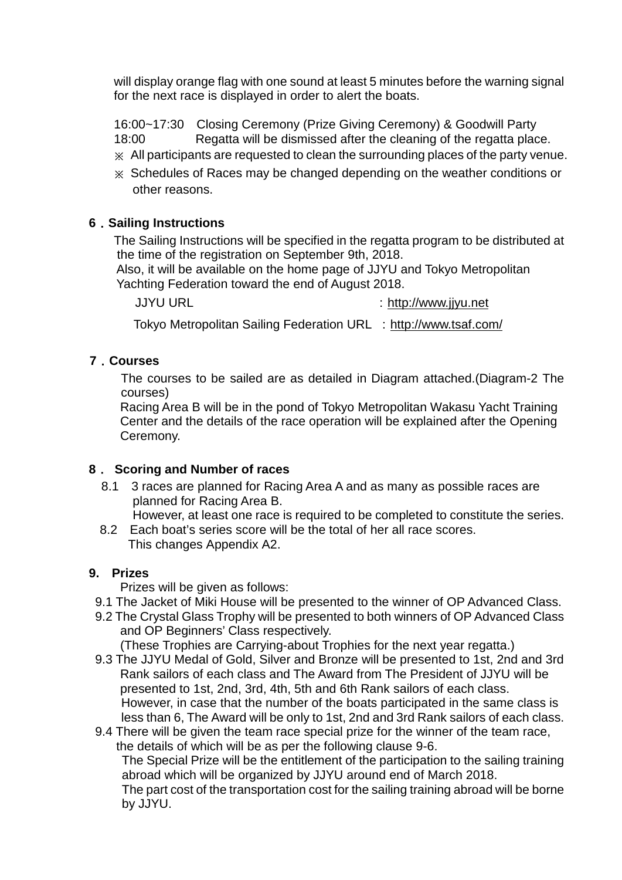will display orange flag with one sound at least 5 minutes before the warning signal for the next race is displayed in order to alert the boats.

16:00~17:30　Closing Ceremony (Prize Giving Ceremony) & Goodwill Party
18:00　　　Regatta will be dismissed after the cleaning of the regatta place.

※ All participants are requested to clean the surrounding places of the party venue.

※ Schedules of Races may be changed depending on the weather conditions or other reasons.

## 6．Sailing Instructions

The Sailing Instructions will be specified in the regatta program to be distributed at the time of the registration on September 9th, 2018.
Also, it will be available on the home page of JJYU and Tokyo Metropolitan Yachting Federation toward the end of August 2018.

JJYU URL　　　　　　　　　　　　　　：http://www.jjyu.net

Tokyo Metropolitan Sailing Federation URL　：http://www.tsaf.com/

## 7．Courses

The courses to be sailed are as detailed in Diagram attached.(Diagram-2 The courses)
Racing Area B will be in the pond of Tokyo Metropolitan Wakasu Yacht Training Center and the details of the race operation will be explained after the Opening Ceremony.

## 8． Scoring and Number of races

8.1　3 races are planned for Racing Area A and as many as possible races are planned for Racing Area B.
However, at least one race is required to be completed to constitute the series.

8.2　Each boat's series score will be the total of her all race scores.
This changes Appendix A2.

## 9. Prizes

Prizes will be given as follows:

9.1 The Jacket of Miki House will be presented to the winner of OP Advanced Class.

9.2 The Crystal Glass Trophy will be presented to both winners of OP Advanced Class and OP Beginners' Class respectively.
(These Trophies are Carrying-about Trophies for the next year regatta.)

9.3 The JJYU Medal of Gold, Silver and Bronze will be presented to 1st, 2nd and 3rd Rank sailors of each class and The Award from The President of JJYU will be presented to 1st, 2nd, 3rd, 4th, 5th and 6th Rank sailors of each class.
However, in case that the number of the boats participated in the same class is less than 6, The Award will be only to 1st, 2nd and 3rd Rank sailors of each class.

9.4 There will be given the team race special prize for the winner of the team race, the details of which will be as per the following clause 9-6.
The Special Prize will be the entitlement of the participation to the sailing training abroad which will be organized by JJYU around end of March 2018.
The part cost of the transportation cost for the sailing training abroad will be borne by JJYU.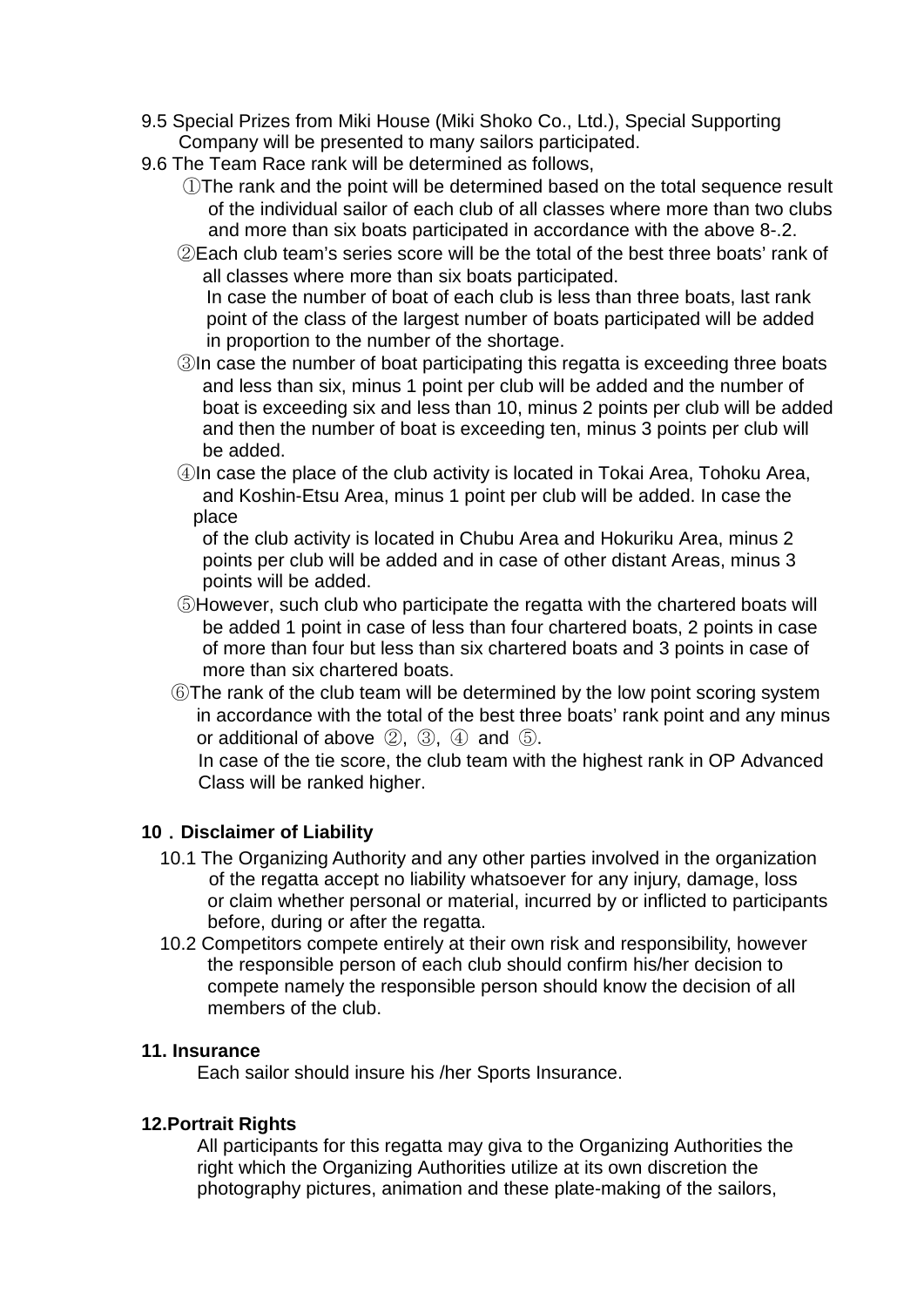9.5 Special Prizes from Miki House (Miki Shoko Co., Ltd.), Special Supporting Company will be presented to many sailors participated.

9.6 The Team Race rank will be determined as follows,

①The rank and the point will be determined based on the total sequence result of the individual sailor of each club of all classes where more than two clubs and more than six boats participated in accordance with the above 8-.2.

②Each club team's series score will be the total of the best three boats' rank of all classes where more than six boats participated.
In case the number of boat of each club is less than three boats, last rank point of the class of the largest number of boats participated will be added in proportion to the number of the shortage.

③In case the number of boat participating this regatta is exceeding three boats and less than six, minus 1 point per club will be added and the number of boat is exceeding six and less than 10, minus 2 points per club will be added and then the number of boat is exceeding ten, minus 3 points per club will be added.

④In case the place of the club activity is located in Tokai Area, Tohoku Area, and Koshin-Etsu Area, minus 1 point per club will be added. In case the place
of the club activity is located in Chubu Area and Hokuriku Area, minus 2 points per club will be added and in case of other distant Areas, minus 3 points will be added.

⑤However, such club who participate the regatta with the chartered boats will be added 1 point in case of less than four chartered boats, 2 points in case of more than four but less than six chartered boats and 3 points in case of more than six chartered boats.

⑥The rank of the club team will be determined by the low point scoring system in accordance with the total of the best three boats' rank point and any minus or additional of above ②, ③, ④ and ⑤.
In case of the tie score, the club team with the highest rank in OP Advanced Class will be ranked higher.

## 10．Disclaimer of Liability

10.1 The Organizing Authority and any other parties involved in the organization of the regatta accept no liability whatsoever for any injury, damage, loss or claim whether personal or material, incurred by or inflicted to participants before, during or after the regatta.

10.2 Competitors compete entirely at their own risk and responsibility, however the responsible person of each club should confirm his/her decision to compete namely the responsible person should know the decision of all members of the club.

## 11. Insurance

Each sailor should insure his /her Sports Insurance.

## 12.Portrait Rights

All participants for this regatta may giva to the Organizing Authorities the right which the Organizing Authorities utilize at its own discretion the photography pictures, animation and these plate-making of the sailors,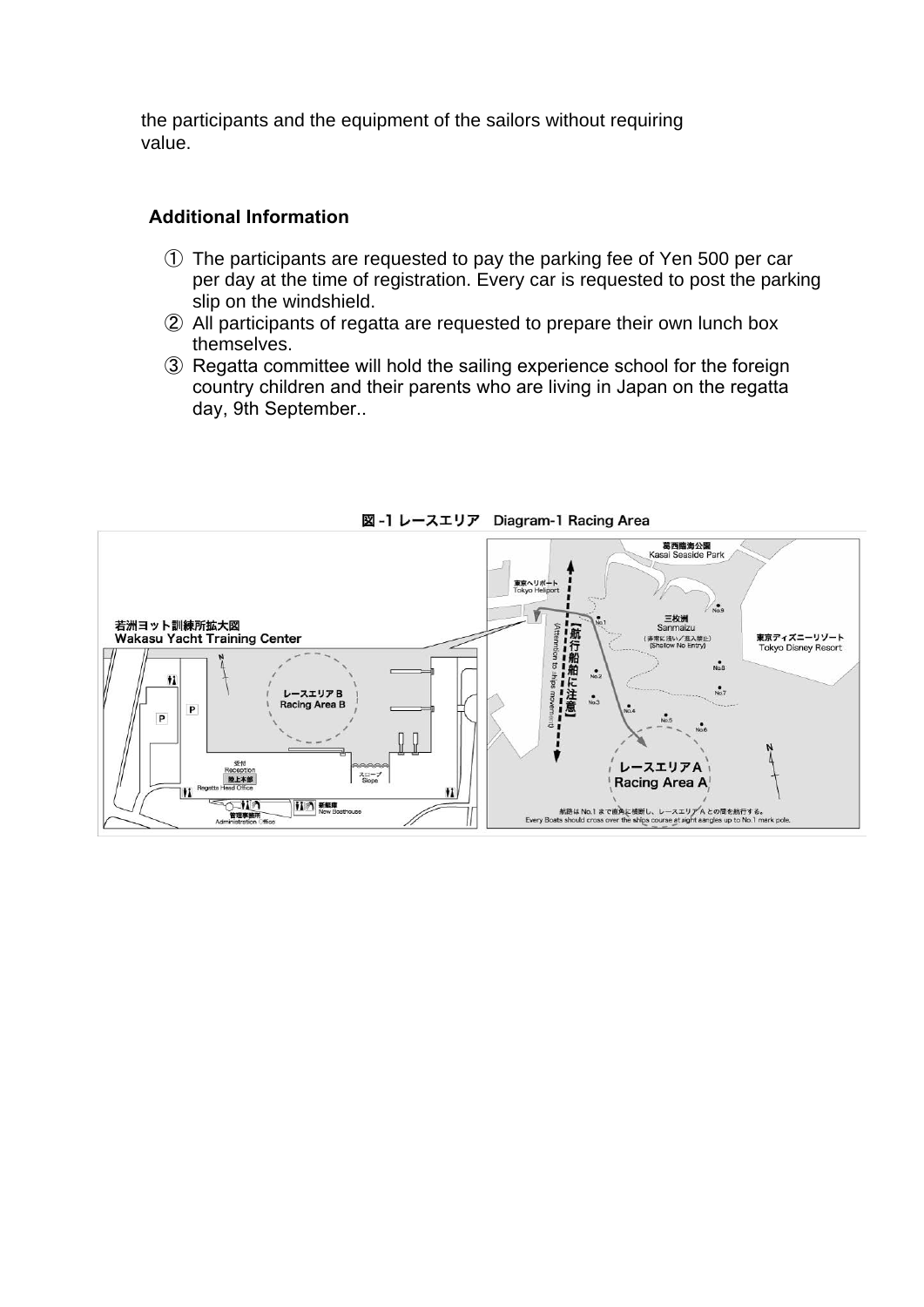the participants and the equipment of the sailors without requiring value.

### Additional Information

① The participants are requested to pay the parking fee of Yen 500 per car per day at the time of registration. Every car is requested to post the parking slip on the windshield.

② All participants of regatta are requested to prepare their own lunch box themselves.

③ Regatta committee will hold the sailing experience school for the foreign country children and their parents who are living in Japan on the regatta day, 9th September..

図 -1 レースエリア　Diagram-1 Racing Area

若洲ヨット訓練所拡大図
Wakasu Yacht Training Center

レースエリア B
Racing Area B

受付
Reception

陸上本部
Regatta Head Office

管理事務所
Administration Office

新艇庫
New Boathouse

スロープ
Slope

葛西臨海公園
Kasai Seaside Park

東京ヘリポート
Tokyo Heliport

三枚洲
Sanmaizu
（非常に浅い／進入禁止）
(Shallow No Entry)

東京ディズニーリゾート
Tokyo Disney Resort

【航行船舶に注意】
(Attention to ships movement)

レースエリア A
Racing Area A

航路は No.1 まで直角に横断し、レースエリア A との間を航行する。
Every Boats should cross over the ships course at right aangles up to No.1 mark pole.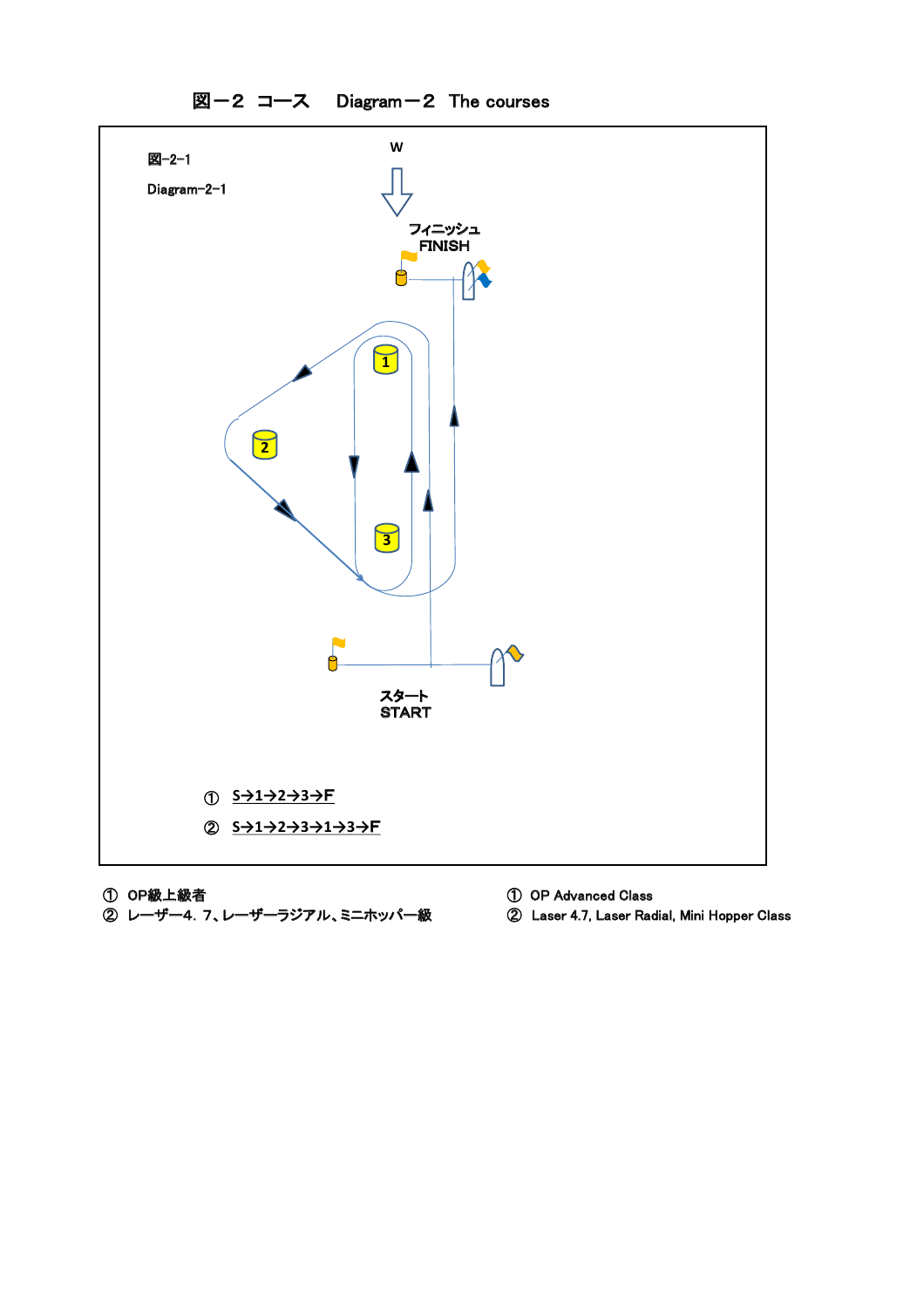# 図－２ コース　Diagram－２ The courses

図-2-1

Diagram-2-1

W

フィニッシュ
FINISH

1

2

3

スタート
START

① S→1→2→3→F

② S→1→2→3→1→3→F

① OP級上級者

② レーザー4. 7、レーザーラジアル、ミニホッパー級

① OP Advanced Class

② Laser 4.7, Laser Radial, Mini Hopper Class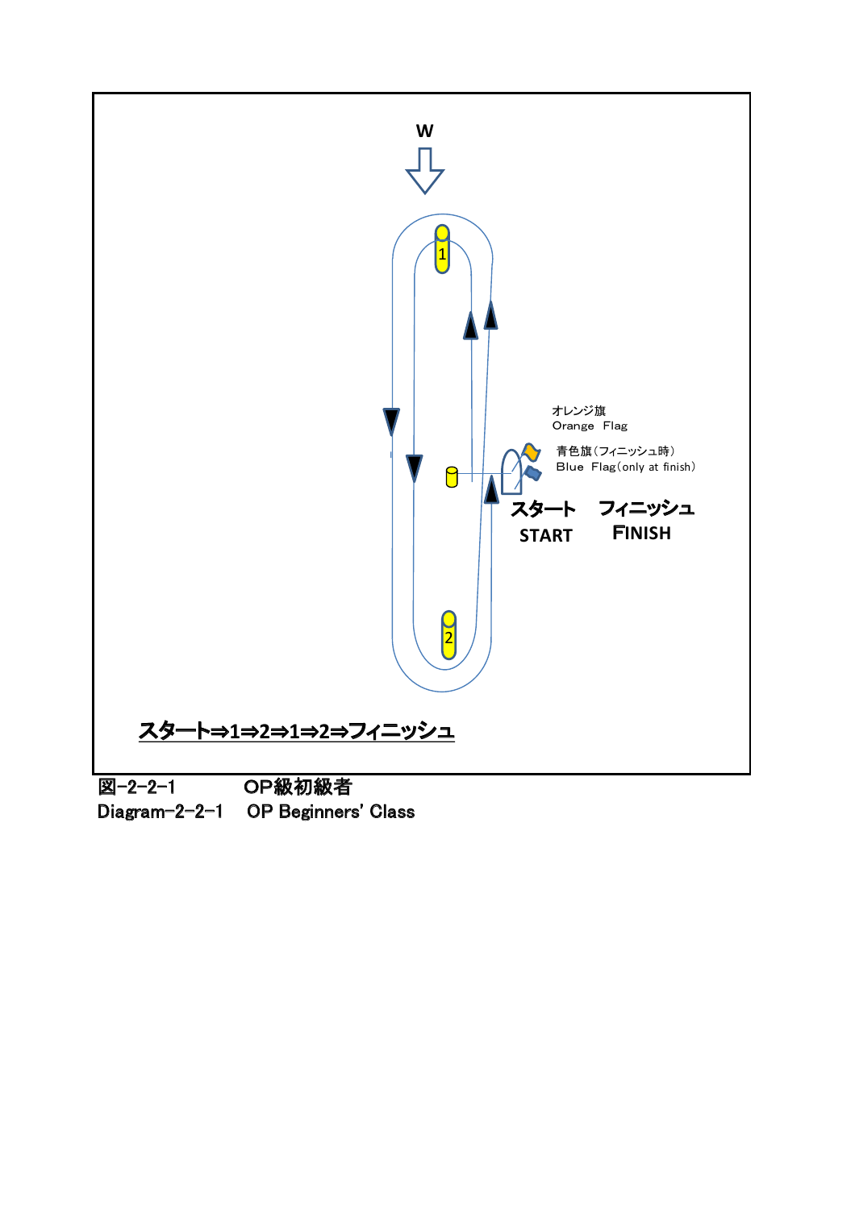W

1

2

オレンジ旗
Orange Flag

青色旗（フィニッシュ時）
Blue Flag（only at finish）

スタート　フィニッシュ
START　FINISH

スタート⇒1⇒2⇒1⇒2⇒フィニッシュ

図-2-2-1　　OP級初級者
Diagram-2-2-1　OP Beginners' Class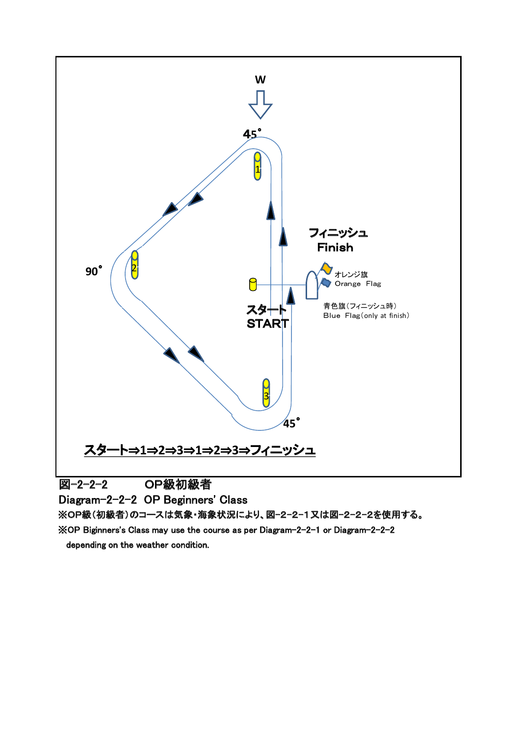W

45°

1

90°

2

フィニッシュ
Finish

オレンジ旗
Orange Flag

スタート
START

青色旗（フィニッシュ時）
Blue Flag（only at finish）

3

45°

スタート⇒1⇒2⇒3⇒1⇒2⇒3⇒フィニッシュ

図-2-2-2　　　OP級初級者

Diagram-2-2-2　OP Beginners' Class

※OP級（初級者）のコースは気象・海象状況により、図-2-2-1又は図-2-2-2を使用する。

※OP Biginners's Class may use the course as per Diagram-2-2-1 or Diagram-2-2-2 depending on the weather condition.